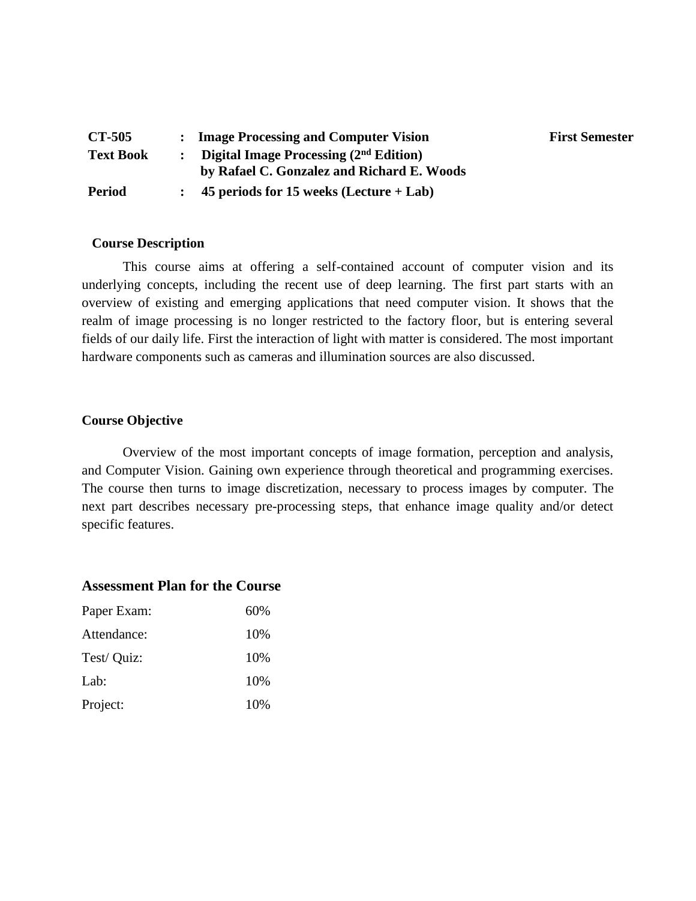**CT-505** : **Image Processing and Computer Vision** **First Semester**

**Text Book** : **Digital Image Processing (2nd Edition)**
**by Rafael C. Gonzalez and Richard E. Woods**

**Period** : **45 periods for 15 weeks (Lecture + Lab)**

## Course Description

This course aims at offering a self-contained account of computer vision and its underlying concepts, including the recent use of deep learning. The first part starts with an overview of existing and emerging applications that need computer vision. It shows that the realm of image processing is no longer restricted to the factory floor, but is entering several fields of our daily life. First the interaction of light with matter is considered. The most important hardware components such as cameras and illumination sources are also discussed.

## Course Objective

Overview of the most important concepts of image formation, perception and analysis, and Computer Vision. Gaining own experience through theoretical and programming exercises. The course then turns to image discretization, necessary to process images by computer. The next part describes necessary pre-processing steps, that enhance image quality and/or detect specific features.

## Assessment Plan for the Course

| | |
|---|---|
| Paper Exam: | 60% |
| Attendance: | 10% |
| Test/ Quiz: | 10% |
| Lab: | 10% |
| Project: | 10% |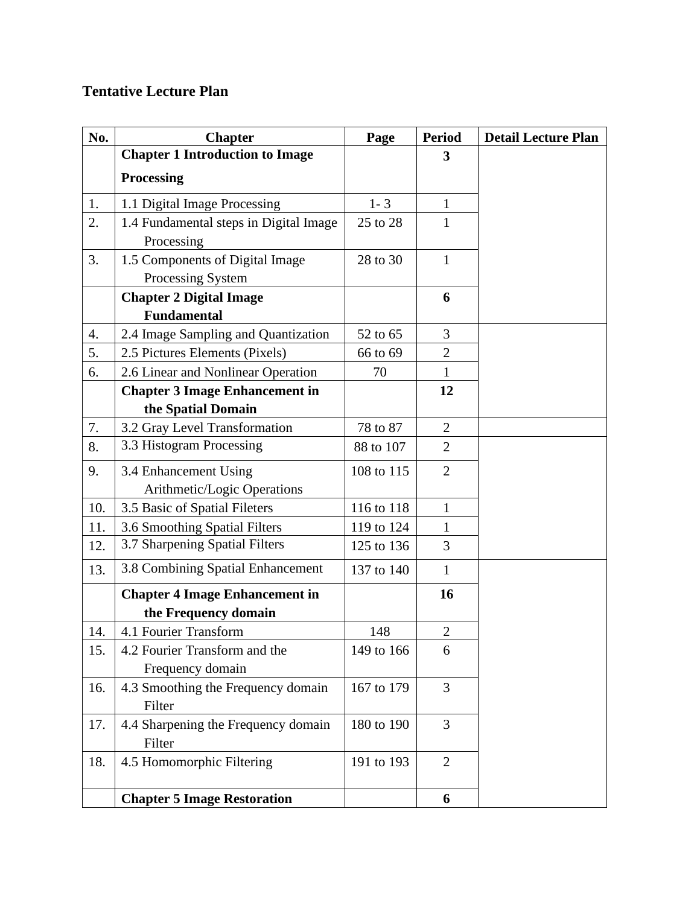## Tentative Lecture Plan

| No. | Chapter | Page | Period | Detail Lecture Plan |
|---|---|---|---|---|
| | **Chapter 1 Introduction to Image Processing** | | **3** | |
| 1. | 1.1 Digital Image Processing | 1- 3 | 1 | |
| 2. | 1.4 Fundamental steps in Digital Image Processing | 25 to 28 | 1 | |
| 3. | 1.5 Components of Digital Image Processing System | 28 to 30 | 1 | |
| | **Chapter 2 Digital Image Fundamental** | | **6** | |
| 4. | 2.4 Image Sampling and Quantization | 52 to 65 | 3 | |
| 5. | 2.5 Pictures Elements (Pixels) | 66 to 69 | 2 | |
| 6. | 2.6 Linear and Nonlinear Operation | 70 | 1 | |
| | **Chapter 3 Image Enhancement in the Spatial Domain** | | **12** | |
| 7. | 3.2 Gray Level Transformation | 78 to 87 | 2 | |
| 8. | 3.3 Histogram Processing | 88 to 107 | 2 | |
| 9. | 3.4 Enhancement Using Arithmetic/Logic Operations | 108 to 115 | 2 | |
| 10. | 3.5 Basic of Spatial Fileters | 116 to 118 | 1 | |
| 11. | 3.6 Smoothing Spatial Filters | 119 to 124 | 1 | |
| 12. | 3.7 Sharpening Spatial Filters | 125 to 136 | 3 | |
| 13. | 3.8 Combining Spatial Enhancement | 137 to 140 | 1 | |
| | **Chapter 4 Image Enhancement in the Frequency domain** | | **16** | |
| 14. | 4.1 Fourier Transform | 148 | 2 | |
| 15. | 4.2 Fourier Transform and the Frequency domain | 149 to 166 | 6 | |
| 16. | 4.3 Smoothing the Frequency domain Filter | 167 to 179 | 3 | |
| 17. | 4.4 Sharpening the Frequency domain Filter | 180 to 190 | 3 | |
| 18. | 4.5 Homomorphic Filtering | 191 to 193 | 2 | |
| | **Chapter 5 Image Restoration** | | **6** | |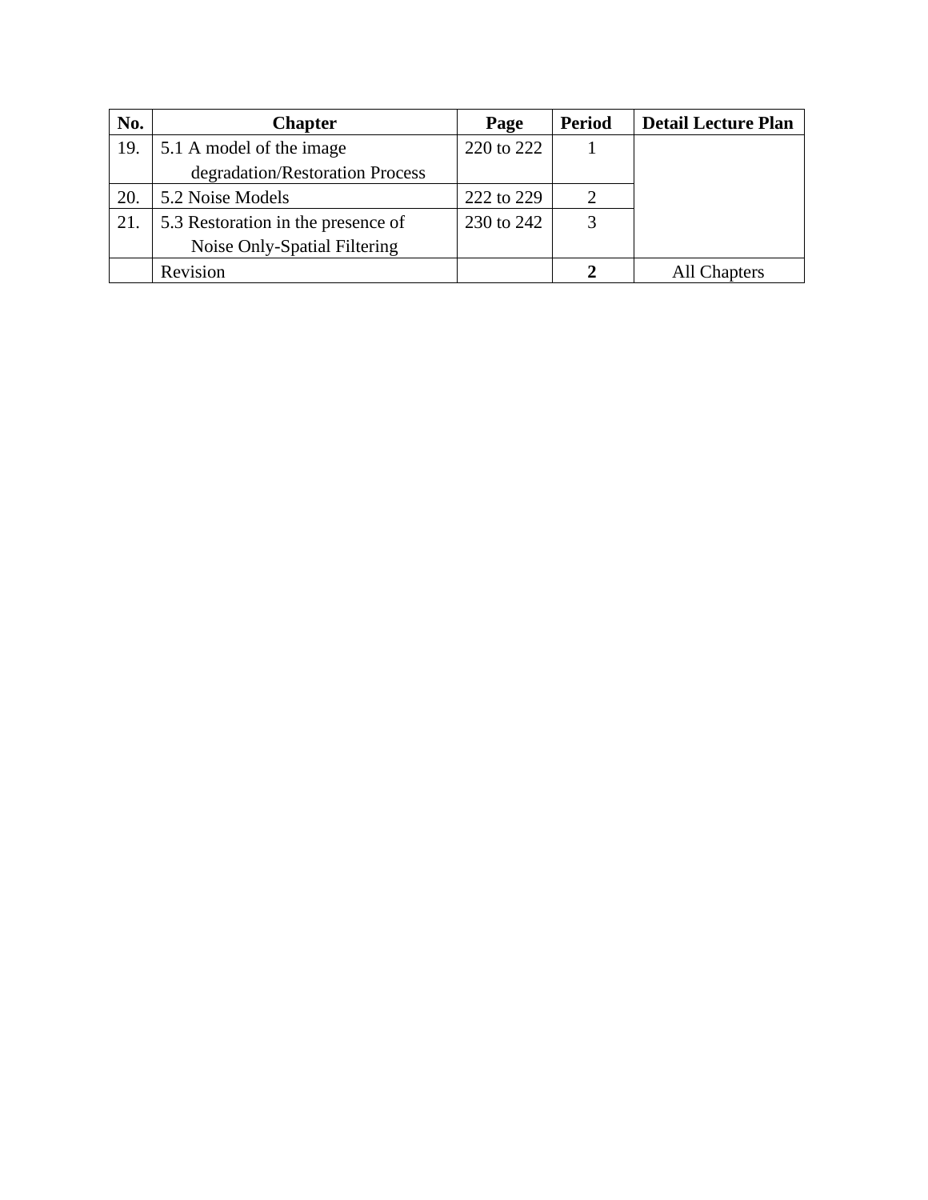| No. | Chapter | Page | Period | Detail Lecture Plan |
|---|---|---|---|---|
| 19. | 5.1 A model of the image degradation/Restoration Process | 220 to 222 | 1 | |
| 20. | 5.2 Noise Models | 222 to 229 | 2 | |
| 21. | 5.3 Restoration in the presence of Noise Only-Spatial Filtering | 230 to 242 | 3 | |
| | Revision | | **2** | All Chapters |